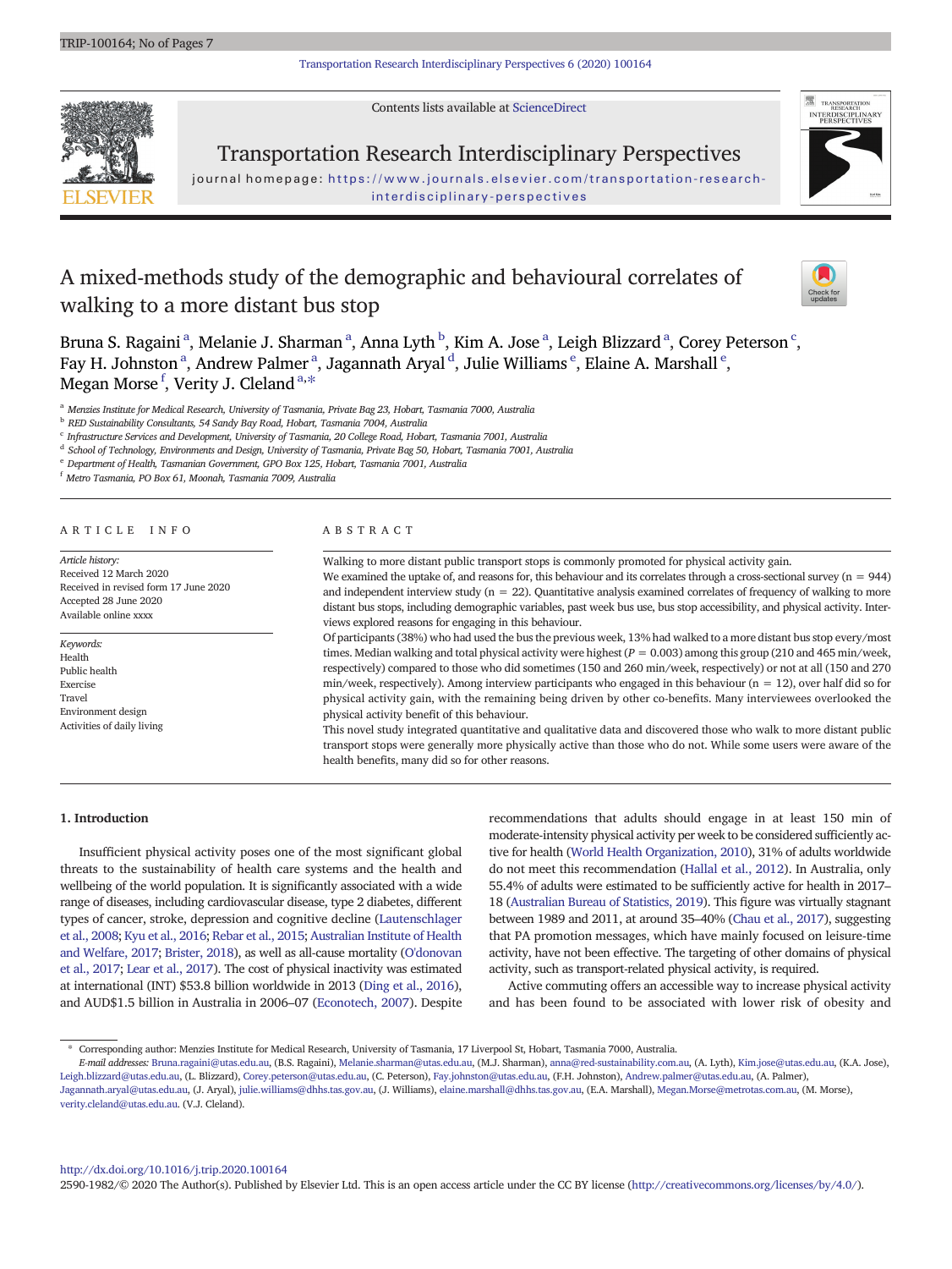Contents lists available at ScienceDirect

# Transportation Research Interdisciplinary Perspectives

journal homepage: https://www.journals.elsevier.com/transportation-research-interdisciplinary-perspectives

# A mixed-methods study of the demographic and behavioural correlates of walking to a more distant bus stop

Bruna S. Ragaini [a], Melanie J. Sharman [a], Anna Lyth [b], Kim A. Jose [a], Leigh Blizzard [a], Corey Peterson [c], Fay H. Johnston [a], Andrew Palmer [a], Jagannath Aryal [d], Julie Williams [e], Elaine A. Marshall [e], Megan Morse [f], Verity J. Cleland [a,*]

[a] Menzies Institute for Medical Research, University of Tasmania, Private Bag 23, Hobart, Tasmania 7000, Australia
[b] RED Sustainability Consultants, 54 Sandy Bay Road, Hobart, Tasmania 7004, Australia
[c] Infrastructure Services and Development, University of Tasmania, 20 College Road, Hobart, Tasmania 7001, Australia
[d] School of Technology, Environments and Design, University of Tasmania, Private Bag 50, Hobart, Tasmania 7001, Australia
[e] Department of Health, Tasmanian Government, GPO Box 125, Hobart, Tasmania 7001, Australia
[f] Metro Tasmania, PO Box 61, Moonah, Tasmania 7009, Australia

## ARTICLE INFO

*Article history:*
Received 12 March 2020
Received in revised form 17 June 2020
Accepted 28 June 2020
Available online xxxx

*Keywords:*
Health
Public health
Exercise
Travel
Environment design
Activities of daily living

## ABSTRACT

Walking to more distant public transport stops is commonly promoted for physical activity gain.

We examined the uptake of, and reasons for, this behaviour and its correlates through a cross-sectional survey ($n = 944$) and independent interview study ($n = 22$). Quantitative analysis examined correlates of frequency of walking to more distant bus stops, including demographic variables, past week bus use, bus stop accessibility, and physical activity. Interviews explored reasons for engaging in this behaviour.

Of participants (38%) who had used the bus the previous week, 13% had walked to a more distant bus stop every/most times. Median walking and total physical activity were highest ($P = 0.003$) among this group (210 and 465 min/week, respectively) compared to those who did sometimes (150 and 260 min/week, respectively) or not at all (150 and 270 min/week, respectively). Among interview participants who engaged in this behaviour ($n = 12$), over half did so for physical activity gain, with the remaining being driven by other co-benefits. Many interviewees overlooked the physical activity benefit of this behaviour.

This novel study integrated quantitative and qualitative data and discovered those who walk to more distant public transport stops were generally more physically active than those who do not. While some users were aware of the health benefits, many did so for other reasons.

## 1. Introduction

Insufficient physical activity poses one of the most significant global threats to the sustainability of health care systems and the health and wellbeing of the world population. It is significantly associated with a wide range of diseases, including cardiovascular disease, type 2 diabetes, different types of cancer, stroke, depression and cognitive decline (Lautenschlager et al., 2008; Kyu et al., 2016; Rebar et al., 2015; Australian Institute of Health and Welfare, 2017; Brister, 2018), as well as all-cause mortality (O'donovan et al., 2017; Lear et al., 2017). The cost of physical inactivity was estimated at international (INT) $53.8 billion worldwide in 2013 (Ding et al., 2016), and AUD$1.5 billion in Australia in 2006–07 (Econotech, 2007). Despite recommendations that adults should engage in at least 150 min of moderate-intensity physical activity per week to be considered sufficiently active for health (World Health Organization, 2010), 31% of adults worldwide do not meet this recommendation (Hallal et al., 2012). In Australia, only 55.4% of adults were estimated to be sufficiently active for health in 2017–18 (Australian Bureau of Statistics, 2019). This figure was virtually stagnant between 1989 and 2011, at around 35–40% (Chau et al., 2017), suggesting that PA promotion messages, which have mainly focused on leisure-time activity, have not been effective. The targeting of other domains of physical activity, such as transport-related physical activity, is required.

Active commuting offers an accessible way to increase physical activity and has been found to be associated with lower risk of obesity and

\* Corresponding author: Menzies Institute for Medical Research, University of Tasmania, 17 Liverpool St, Hobart, Tasmania 7000, Australia.
*E-mail addresses:* Bruna.ragaini@utas.edu.au, (B.S. Ragaini), Melanie.sharman@utas.edu.au, (M.J. Sharman), anna@red-sustainability.com.au, (A. Lyth), Kim.jose@utas.edu.au, (K.A. Jose), Leigh.blizzard@utas.edu.au, (L. Blizzard), Corey.peterson@utas.edu.au, (C. Peterson), Fay.johnston@utas.edu.au, (F.H. Johnston), Andrew.palmer@utas.edu.au, (A. Palmer), Jagannath.aryal@utas.edu.au, (J. Aryal), julie.williams@dhhs.tas.gov.au, (J. Williams), elaine.marshall@dhhs.tas.gov.au, (E.A. Marshall), Megan.Morse@metrotas.com.au, (M. Morse), verity.cleland@utas.edu.au. (V.J. Cleland).

http://dx.doi.org/10.1016/j.trip.2020.100164
2590-1982/© 2020 The Author(s). Published by Elsevier Ltd. This is an open access article under the CC BY license (http://creativecommons.org/licenses/by/4.0/).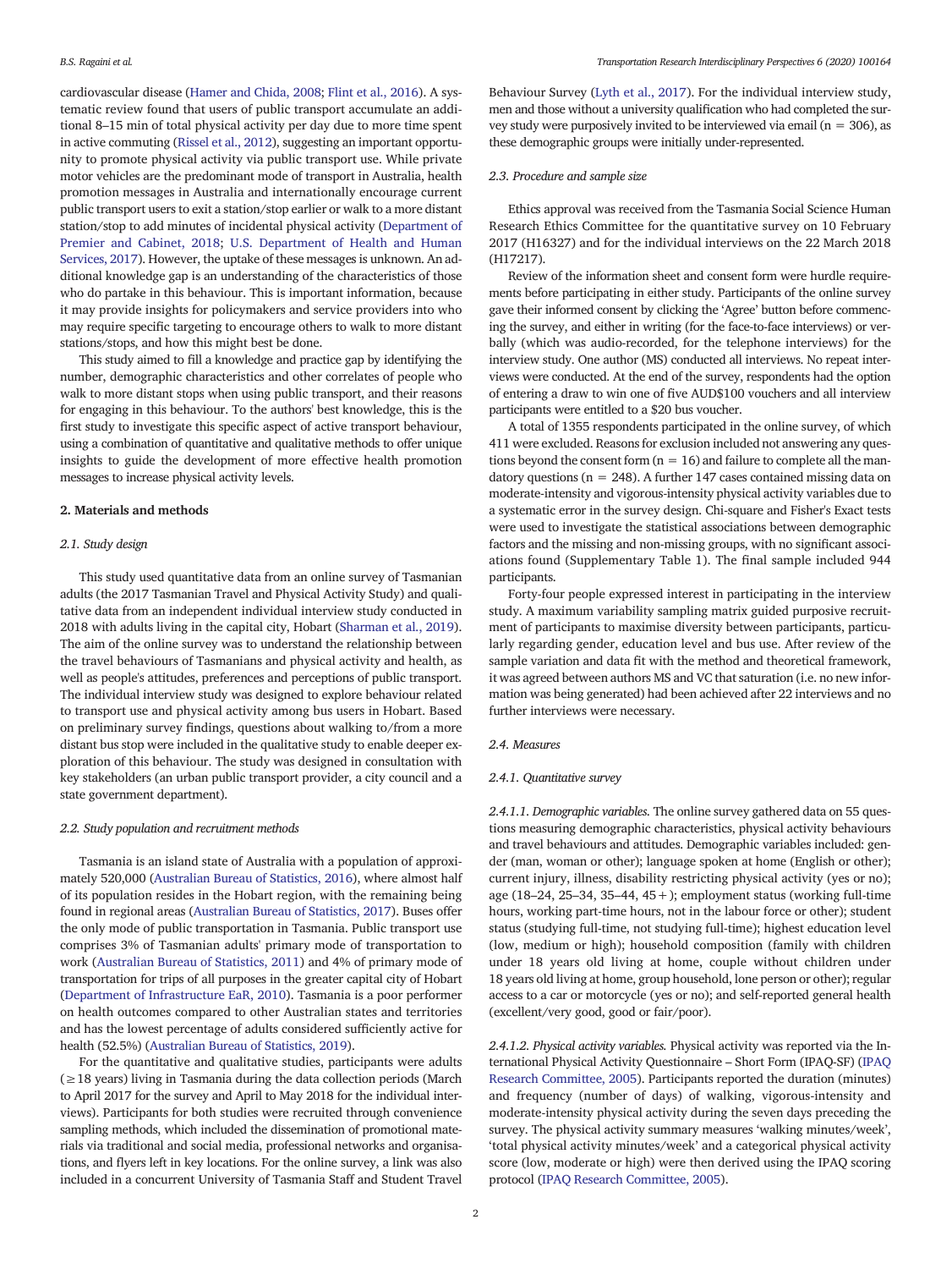cardiovascular disease (Hamer and Chida, 2008; Flint et al., 2016). A systematic review found that users of public transport accumulate an additional 8–15 min of total physical activity per day due to more time spent in active commuting (Rissel et al., 2012), suggesting an important opportunity to promote physical activity via public transport use. While private motor vehicles are the predominant mode of transport in Australia, health promotion messages in Australia and internationally encourage current public transport users to exit a station/stop earlier or walk to a more distant station/stop to add minutes of incidental physical activity (Department of Premier and Cabinet, 2018; U.S. Department of Health and Human Services, 2017). However, the uptake of these messages is unknown. An additional knowledge gap is an understanding of the characteristics of those who do partake in this behaviour. This is important information, because it may provide insights for policymakers and service providers into who may require specific targeting to encourage others to walk to more distant stations/stops, and how this might best be done.

This study aimed to fill a knowledge and practice gap by identifying the number, demographic characteristics and other correlates of people who walk to more distant stops when using public transport, and their reasons for engaging in this behaviour. To the authors' best knowledge, this is the first study to investigate this specific aspect of active transport behaviour, using a combination of quantitative and qualitative methods to offer unique insights to guide the development of more effective health promotion messages to increase physical activity levels.

## 2. Materials and methods

### 2.1. Study design

This study used quantitative data from an online survey of Tasmanian adults (the 2017 Tasmanian Travel and Physical Activity Study) and qualitative data from an independent individual interview study conducted in 2018 with adults living in the capital city, Hobart (Sharman et al., 2019). The aim of the online survey was to understand the relationship between the travel behaviours of Tasmanians and physical activity and health, as well as people's attitudes, preferences and perceptions of public transport. The individual interview study was designed to explore behaviour related to transport use and physical activity among bus users in Hobart. Based on preliminary survey findings, questions about walking to/from a more distant bus stop were included in the qualitative study to enable deeper exploration of this behaviour. The study was designed in consultation with key stakeholders (an urban public transport provider, a city council and a state government department).

### 2.2. Study population and recruitment methods

Tasmania is an island state of Australia with a population of approximately 520,000 (Australian Bureau of Statistics, 2016), where almost half of its population resides in the Hobart region, with the remaining being found in regional areas (Australian Bureau of Statistics, 2017). Buses offer the only mode of public transportation in Tasmania. Public transport use comprises 3% of Tasmanian adults' primary mode of transportation to work (Australian Bureau of Statistics, 2011) and 4% of primary mode of transportation for trips of all purposes in the greater capital city of Hobart (Department of Infrastructure EaR, 2010). Tasmania is a poor performer on health outcomes compared to other Australian states and territories and has the lowest percentage of adults considered sufficiently active for health (52.5%) (Australian Bureau of Statistics, 2019).

For the quantitative and qualitative studies, participants were adults (≥18 years) living in Tasmania during the data collection periods (March to April 2017 for the survey and April to May 2018 for the individual interviews). Participants for both studies were recruited through convenience sampling methods, which included the dissemination of promotional materials via traditional and social media, professional networks and organisations, and flyers left in key locations. For the online survey, a link was also included in a concurrent University of Tasmania Staff and Student Travel Behaviour Survey (Lyth et al., 2017). For the individual interview study, men and those without a university qualification who had completed the survey study were purposively invited to be interviewed via email (n = 306), as these demographic groups were initially under-represented.

### 2.3. Procedure and sample size

Ethics approval was received from the Tasmania Social Science Human Research Ethics Committee for the quantitative survey on 10 February 2017 (H16327) and for the individual interviews on the 22 March 2018 (H17217).

Review of the information sheet and consent form were hurdle requirements before participating in either study. Participants of the online survey gave their informed consent by clicking the 'Agree' button before commencing the survey, and either in writing (for the face-to-face interviews) or verbally (which was audio-recorded, for the telephone interviews) for the interview study. One author (MS) conducted all interviews. No repeat interviews were conducted. At the end of the survey, respondents had the option of entering a draw to win one of five AUD$100 vouchers and all interview participants were entitled to a $20 bus voucher.

A total of 1355 respondents participated in the online survey, of which 411 were excluded. Reasons for exclusion included not answering any questions beyond the consent form (n = 16) and failure to complete all the mandatory questions (n = 248). A further 147 cases contained missing data on moderate-intensity and vigorous-intensity physical activity variables due to a systematic error in the survey design. Chi-square and Fisher's Exact tests were used to investigate the statistical associations between demographic factors and the missing and non-missing groups, with no significant associations found (Supplementary Table 1). The final sample included 944 participants.

Forty-four people expressed interest in participating in the interview study. A maximum variability sampling matrix guided purposive recruitment of participants to maximise diversity between participants, particularly regarding gender, education level and bus use. After review of the sample variation and data fit with the method and theoretical framework, it was agreed between authors MS and VC that saturation (i.e. no new information was being generated) had been achieved after 22 interviews and no further interviews were necessary.

### 2.4. Measures

#### 2.4.1. Quantitative survey

*2.4.1.1. Demographic variables.* The online survey gathered data on 55 questions measuring demographic characteristics, physical activity behaviours and travel behaviours and attitudes. Demographic variables included: gender (man, woman or other); language spoken at home (English or other); current injury, illness, disability restricting physical activity (yes or no); age (18–24, 25–34, 35–44, 45+); employment status (working full-time hours, working part-time hours, not in the labour force or other); student status (studying full-time, not studying full-time); highest education level (low, medium or high); household composition (family with children under 18 years old living at home, couple without children under 18 years old living at home, group household, lone person or other); regular access to a car or motorcycle (yes or no); and self-reported general health (excellent/very good, good or fair/poor).

*2.4.1.2. Physical activity variables.* Physical activity was reported via the International Physical Activity Questionnaire – Short Form (IPAQ-SF) (IPAQ Research Committee, 2005). Participants reported the duration (minutes) and frequency (number of days) of walking, vigorous-intensity and moderate-intensity physical activity during the seven days preceding the survey. The physical activity summary measures 'walking minutes/week', 'total physical activity minutes/week' and a categorical physical activity score (low, moderate or high) were then derived using the IPAQ scoring protocol (IPAQ Research Committee, 2005).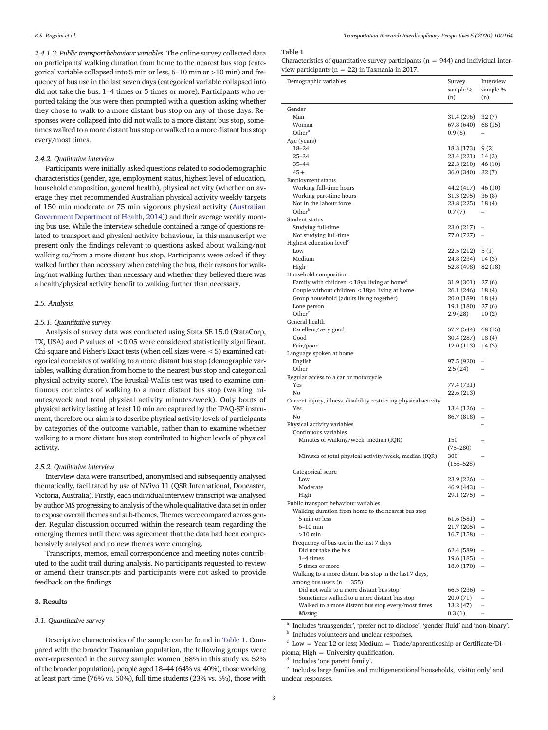*2.4.1.3. Public transport behaviour variables.* The online survey collected data on participants' walking duration from home to the nearest bus stop (categorical variable collapsed into 5 min or less, 6–10 min or >10 min) and frequency of bus use in the last seven days (categorical variable collapsed into did not take the bus, 1–4 times or 5 times or more). Participants who reported taking the bus were then prompted with a question asking whether they chose to walk to a more distant bus stop on any of those days. Responses were collapsed into did not walk to a more distant bus stop, sometimes walked to a more distant bus stop or walked to a more distant bus stop every/most times.

### 2.4.2. Qualitative interview

Participants were initially asked questions related to sociodemographic characteristics (gender, age, employment status, highest level of education, household composition, general health), physical activity (whether on average they met recommended Australian physical activity weekly targets of 150 min moderate or 75 min vigorous physical activity (Australian Government Department of Health, 2014)) and their average weekly morning bus use. While the interview schedule contained a range of questions related to transport and physical activity behaviour, in this manuscript we present only the findings relevant to questions asked about walking/not walking to/from a more distant bus stop. Participants were asked if they walked further than necessary when catching the bus, their reasons for walking/not walking further than necessary and whether they believed there was a health/physical activity benefit to walking further than necessary.

## 2.5. Analysis

### 2.5.1. Quantitative survey

Analysis of survey data was conducted using Stata SE 15.0 (StataCorp, TX, USA) and $P$ values of $< 0.05$ were considered statistically significant. Chi-square and Fisher's Exact tests (when cell sizes were $< 5$) examined categorical correlates of walking to a more distant bus stop (demographic variables, walking duration from home to the nearest bus stop and categorical physical activity score). The Kruskal-Wallis test was used to examine continuous correlates of walking to a more distant bus stop (walking minutes/week and total physical activity minutes/week). Only bouts of physical activity lasting at least 10 min are captured by the IPAQ-SF instrument, therefore our aim is to describe physical activity levels of participants by categories of the outcome variable, rather than to examine whether walking to a more distant bus stop contributed to higher levels of physical activity.

### 2.5.2. Qualitative interview

Interview data were transcribed, anonymised and subsequently analysed thematically, facilitated by use of NVivo 11 (QSR International, Doncaster, Victoria, Australia). Firstly, each individual interview transcript was analysed by author MS progressing to analysis of the whole qualitative data set in order to expose overall themes and sub-themes. Themes were compared across gender. Regular discussion occurred within the research team regarding the emerging themes until there was agreement that the data had been comprehensively analysed and no new themes were emerging.

Transcripts, memos, email correspondence and meeting notes contributed to the audit trail during analysis. No participants requested to review or amend their transcripts and participants were not asked to provide feedback on the findings.

# 3. Results

## 3.1. Quantitative survey

Descriptive characteristics of the sample can be found in Table 1. Compared with the broader Tasmanian population, the following groups were over-represented in the survey sample: women (68% in this study vs. 52% of the broader population), people aged 18–44 (64% vs. 40%), those working at least part-time (76% vs. 50%), full-time students (23% vs. 5%), those with

**Table 1**
Characteristics of quantitative survey participants (n = 944) and individual interview participants (n = 22) in Tasmania in 2017.

| Demographic variables | Survey sample % (n) | Interview sample % (n) |
|---|---|---|
| **Gender** | | |
| Man | 31.4 (296) | 32 (7) |
| Woman | 67.8 (640) | 68 (15) |
| Other[a] | 0.9 (8) | – |
| **Age (years)** | | |
| 18–24 | 18.3 (173) | 9 (2) |
| 25–34 | 23.4 (221) | 14 (3) |
| 35–44 | 22.3 (210) | 46 (10) |
| 45+ | 36.0 (340) | 32 (7) |
| **Employment status** | | |
| Working full-time hours | 44.2 (417) | 46 (10) |
| Working part-time hours | 31.3 (295) | 36 (8) |
| Not in the labour force | 23.8 (225) | 18 (4) |
| Other[b] | 0.7 (7) | – |
| **Student status** | | |
| Studying full-time | 23.0 (217) | – |
| Not studying full-time | 77.0 (727) | – |
| **Highest education level[c]** | | |
| Low | 22.5 (212) | 5 (1) |
| Medium | 24.8 (234) | 14 (3) |
| High | 52.8 (498) | 82 (18) |
| **Household composition** | | |
| Family with children <18yo living at home[d] | 31.9 (301) | 27 (6) |
| Couple without children <18yo living at home | 26.1 (246) | 18 (4) |
| Group household (adults living together) | 20.0 (189) | 18 (4) |
| Lone person | 19.1 (180) | 27 (6) |
| Other[e] | 2.9 (28) | 10 (2) |
| **General health** | | |
| Excellent/very good | 57.7 (544) | 68 (15) |
| Good | 30.4 (287) | 18 (4) |
| Fair/poor | 12.0 (113) | 14 (3) |
| **Language spoken at home** | | |
| English | 97.5 (920) | – |
| Other | 2.5 (24) | – |
| **Regular access to a car or motorcycle** | | |
| Yes | 77.4 (731) | |
| No | 22.6 (213) | |
| **Current injury, illness, disability restricting physical activity** | | |
| Yes | 13.4 (126) | – |
| No | 86.7 (818) | – |
| **Physical activity variables** | | – |
| Continuous variables | | |
| Minutes of walking/week, median (IQR) | 150 (75–280) | – |
| Minutes of total physical activity/week, median (IQR) | 300 (155–528) | – |
| Categorical score | | |
| Low | 23.9 (226) | – |
| Moderate | 46.9 (443) | – |
| High | 29.1 (275) | – |
| **Public transport behaviour variables** | | |
| Walking duration from home to the nearest bus stop | | |
| 5 min or less | 61.6 (581) | – |
| 6–10 min | 21.7 (205) | – |
| >10 min | 16.7 (158) | – |
| Frequency of bus use in the last 7 days | | |
| Did not take the bus | 62.4 (589) | – |
| 1–4 times | 19.6 (185) | – |
| 5 times or more | 18.0 (170) | – |
| Walking to a more distant bus stop in the last 7 days, among bus users (n = 355) | | |
| Did not walk to a more distant bus stop | 66.5 (236) | – |
| Sometimes walked to a more distant bus stop | 20.0 (71) | – |
| Walked to a more distant bus stop every/most times | 13.2 (47) | – |
| *Missing* | 0.3 (1) | – |

[a] Includes 'transgender', 'prefer not to disclose', 'gender fluid' and 'non-binary'.
[b] Includes volunteers and unclear responses.
[c] Low = Year 12 or less; Medium = Trade/apprenticeship or Certificate/Diploma; High = University qualification.
[d] Includes 'one parent family'.
[e] Includes large families and multigenerational households, 'visitor only' and unclear responses.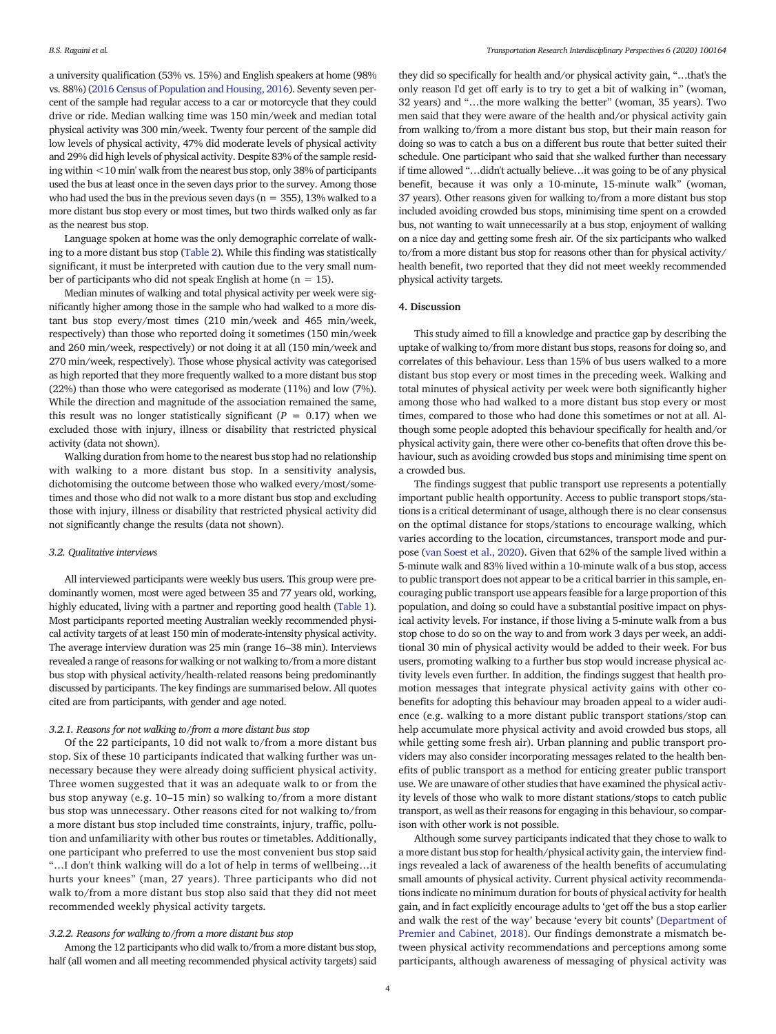a university qualification (53% vs. 15%) and English speakers at home (98% vs. 88%) (2016 Census of Population and Housing, 2016). Seventy seven percent of the sample had regular access to a car or motorcycle that they could drive or ride. Median walking time was 150 min/week and median total physical activity was 300 min/week. Twenty four percent of the sample did low levels of physical activity, 47% did moderate levels of physical activity and 29% did high levels of physical activity. Despite 83% of the sample residing within <10 min' walk from the nearest bus stop, only 38% of participants used the bus at least once in the seven days prior to the survey. Among those who had used the bus in the previous seven days (n = 355), 13% walked to a more distant bus stop every or most times, but two thirds walked only as far as the nearest bus stop.

Language spoken at home was the only demographic correlate of walking to a more distant bus stop (Table 2). While this finding was statistically significant, it must be interpreted with caution due to the very small number of participants who did not speak English at home (n = 15).

Median minutes of walking and total physical activity per week were significantly higher among those in the sample who had walked to a more distant bus stop every/most times (210 min/week and 465 min/week, respectively) than those who reported doing it sometimes (150 min/week and 260 min/week, respectively) or not doing it at all (150 min/week and 270 min/week, respectively). Those whose physical activity was categorised as high reported that they more frequently walked to a more distant bus stop (22%) than those who were categorised as moderate (11%) and low (7%). While the direction and magnitude of the association remained the same, this result was no longer statistically significant ($P = 0.17$) when we excluded those with injury, illness or disability that restricted physical activity (data not shown).

Walking duration from home to the nearest bus stop had no relationship with walking to a more distant bus stop. In a sensitivity analysis, dichotomising the outcome between those who walked every/most/sometimes and those who did not walk to a more distant bus stop and excluding those with injury, illness or disability that restricted physical activity did not significantly change the results (data not shown).

### 3.2. Qualitative interviews

All interviewed participants were weekly bus users. This group were predominantly women, most were aged between 35 and 77 years old, working, highly educated, living with a partner and reporting good health (Table 1). Most participants reported meeting Australian weekly recommended physical activity targets of at least 150 min of moderate-intensity physical activity. The average interview duration was 25 min (range 16–38 min). Interviews revealed a range of reasons for walking or not walking to/from a more distant bus stop with physical activity/health-related reasons being predominantly discussed by participants. The key findings are summarised below. All quotes cited are from participants, with gender and age noted.

#### 3.2.1. Reasons for not walking to/from a more distant bus stop

Of the 22 participants, 10 did not walk to/from a more distant bus stop. Six of these 10 participants indicated that walking further was unnecessary because they were already doing sufficient physical activity. Three women suggested that it was an adequate walk to or from the bus stop anyway (e.g. 10–15 min) so walking to/from a more distant bus stop was unnecessary. Other reasons cited for not walking to/from a more distant bus stop included time constraints, injury, traffic, pollution and unfamiliarity with other bus routes or timetables. Additionally, one participant who preferred to use the most convenient bus stop said "…I don't think walking will do a lot of help in terms of wellbeing…it hurts your knees" (man, 27 years). Three participants who did not walk to/from a more distant bus stop also said that they did not meet recommended weekly physical activity targets.

#### 3.2.2. Reasons for walking to/from a more distant bus stop

Among the 12 participants who did walk to/from a more distant bus stop, half (all women and all meeting recommended physical activity targets) said they did so specifically for health and/or physical activity gain, "…that's the only reason I'd get off early is to try to get a bit of walking in" (woman, 32 years) and "…the more walking the better" (woman, 35 years). Two men said that they were aware of the health and/or physical activity gain from walking to/from a more distant bus stop, but their main reason for doing so was to catch a bus on a different bus route that better suited their schedule. One participant who said that she walked further than necessary if time allowed "…didn't actually believe…it was going to be of any physical benefit, because it was only a 10-minute, 15-minute walk" (woman, 37 years). Other reasons given for walking to/from a more distant bus stop included avoiding crowded bus stops, minimising time spent on a crowded bus, not wanting to wait unnecessarily at a bus stop, enjoyment of walking on a nice day and getting some fresh air. Of the six participants who walked to/from a more distant bus stop for reasons other than for physical activity/health benefit, two reported that they did not meet weekly recommended physical activity targets.

## 4. Discussion

This study aimed to fill a knowledge and practice gap by describing the uptake of walking to/from more distant bus stops, reasons for doing so, and correlates of this behaviour. Less than 15% of bus users walked to a more distant bus stop every or most times in the preceding week. Walking and total minutes of physical activity per week were both significantly higher among those who had walked to a more distant bus stop every or most times, compared to those who had done this sometimes or not at all. Although some people adopted this behaviour specifically for health and/or physical activity gain, there were other co-benefits that often drove this behaviour, such as avoiding crowded bus stops and minimising time spent on a crowded bus.

The findings suggest that public transport use represents a potentially important public health opportunity. Access to public transport stops/stations is a critical determinant of usage, although there is no clear consensus on the optimal distance for stops/stations to encourage walking, which varies according to the location, circumstances, transport mode and purpose (van Soest et al., 2020). Given that 62% of the sample lived within a 5-minute walk and 83% lived within a 10-minute walk of a bus stop, access to public transport does not appear to be a critical barrier in this sample, encouraging public transport use appears feasible for a large proportion of this population, and doing so could have a substantial positive impact on physical activity levels. For instance, if those living a 5-minute walk from a bus stop chose to do so on the way to and from work 3 days per week, an additional 30 min of physical activity would be added to their week. For bus users, promoting walking to a further bus stop would increase physical activity levels even further. In addition, the findings suggest that health promotion messages that integrate physical activity gains with other co-benefits for adopting this behaviour may broaden appeal to a wider audience (e.g. walking to a more distant public transport stations/stop can help accumulate more physical activity and avoid crowded bus stops, all while getting some fresh air). Urban planning and public transport providers may also consider incorporating messages related to the health benefits of public transport as a method for enticing greater public transport use. We are unaware of other studies that have examined the physical activity levels of those who walk to more distant stations/stops to catch public transport, as well as their reasons for engaging in this behaviour, so comparison with other work is not possible.

Although some survey participants indicated that they chose to walk to a more distant bus stop for health/physical activity gain, the interview findings revealed a lack of awareness of the health benefits of accumulating small amounts of physical activity. Current physical activity recommendations indicate no minimum duration for bouts of physical activity for health gain, and in fact explicitly encourage adults to 'get off the bus a stop earlier and walk the rest of the way' because 'every bit counts' (Department of Premier and Cabinet, 2018). Our findings demonstrate a mismatch between physical activity recommendations and perceptions among some participants, although awareness of messaging of physical activity was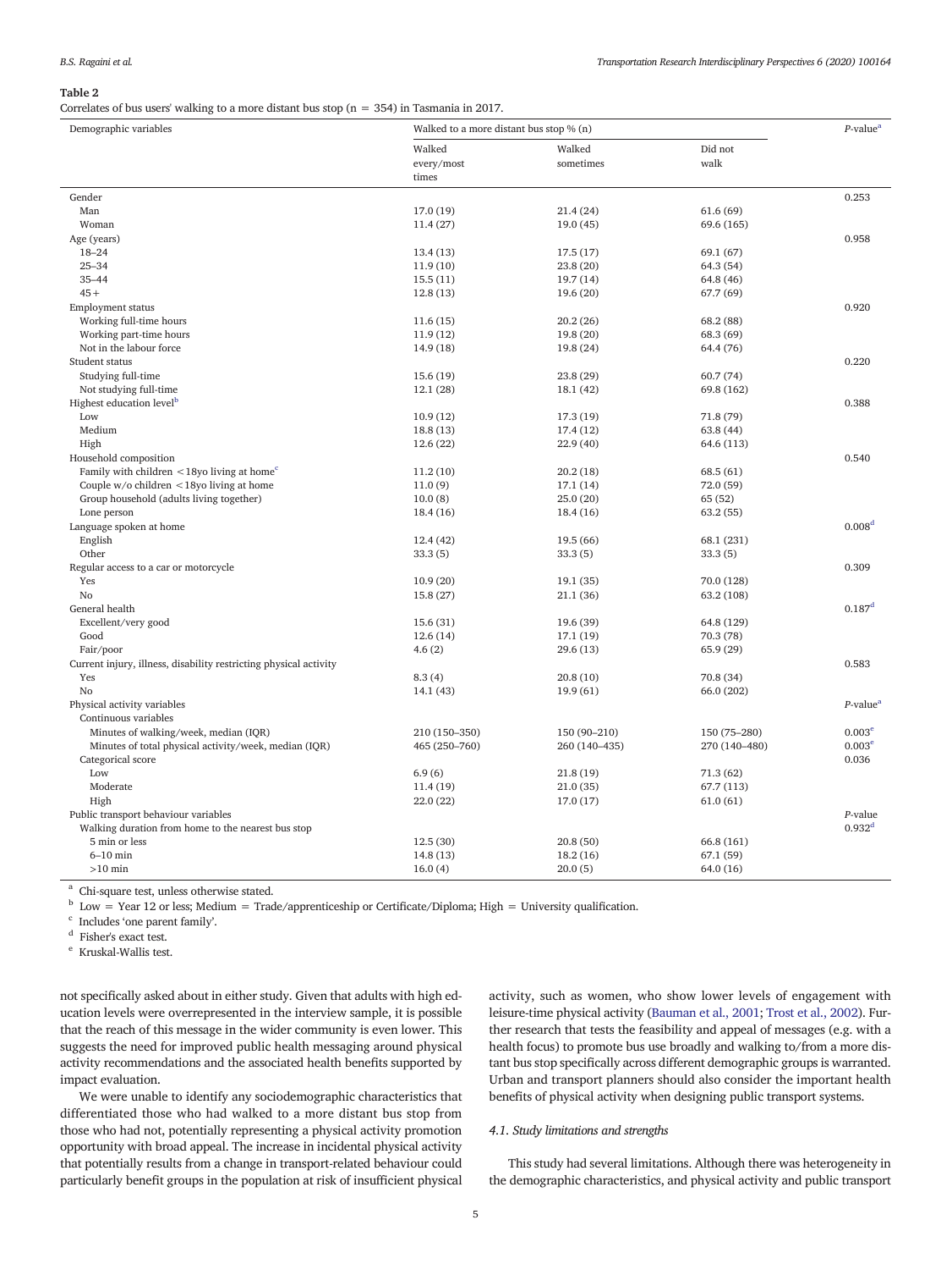**Table 2**

Correlates of bus users' walking to a more distant bus stop (n = 354) in Tasmania in 2017.

| Demographic variables | Walked to a more distant bus stop % (n) | | | P-value[a] |
|---|---|---|---|---|
| | Walked every/most times | Walked sometimes | Did not walk | |
| Gender | | | | 0.253 |
| Man | 17.0 (19) | 21.4 (24) | 61.6 (69) | |
| Woman | 11.4 (27) | 19.0 (45) | 69.6 (165) | |
| Age (years) | | | | 0.958 |
| 18–24 | 13.4 (13) | 17.5 (17) | 69.1 (67) | |
| 25–34 | 11.9 (10) | 23.8 (20) | 64.3 (54) | |
| 35–44 | 15.5 (11) | 19.7 (14) | 64.8 (46) | |
| 45 + | 12.8 (13) | 19.6 (20) | 67.7 (69) | |
| Employment status | | | | 0.920 |
| Working full-time hours | 11.6 (15) | 20.2 (26) | 68.2 (88) | |
| Working part-time hours | 11.9 (12) | 19.8 (20) | 68.3 (69) | |
| Not in the labour force | 14.9 (18) | 19.8 (24) | 64.4 (76) | |
| Student status | | | | 0.220 |
| Studying full-time | 15.6 (19) | 23.8 (29) | 60.7 (74) | |
| Not studying full-time | 12.1 (28) | 18.1 (42) | 69.8 (162) | |
| Highest education level[b] | | | | 0.388 |
| Low | 10.9 (12) | 17.3 (19) | 71.8 (79) | |
| Medium | 18.8 (13) | 17.4 (12) | 63.8 (44) | |
| High | 12.6 (22) | 22.9 (40) | 64.6 (113) | |
| Household composition | | | | 0.540 |
| Family with children < 18yo living at home[c] | 11.2 (10) | 20.2 (18) | 68.5 (61) | |
| Couple w/o children < 18yo living at home | 11.0 (9) | 17.1 (14) | 72.0 (59) | |
| Group household (adults living together) | 10.0 (8) | 25.0 (20) | 65 (52) | |
| Lone person | 18.4 (16) | 18.4 (16) | 63.2 (55) | |
| Language spoken at home | | | | 0.008[d] |
| English | 12.4 (42) | 19.5 (66) | 68.1 (231) | |
| Other | 33.3 (5) | 33.3 (5) | 33.3 (5) | |
| Regular access to a car or motorcycle | | | | 0.309 |
| Yes | 10.9 (20) | 19.1 (35) | 70.0 (128) | |
| No | 15.8 (27) | 21.1 (36) | 63.2 (108) | |
| General health | | | | 0.187[d] |
| Excellent/very good | 15.6 (31) | 19.6 (39) | 64.8 (129) | |
| Good | 12.6 (14) | 17.1 (19) | 70.3 (78) | |
| Fair/poor | 4.6 (2) | 29.6 (13) | 65.9 (29) | |
| Current injury, illness, disability restricting physical activity | | | | 0.583 |
| Yes | 8.3 (4) | 20.8 (10) | 70.8 (34) | |
| No | 14.1 (43) | 19.9 (61) | 66.0 (202) | |
| Physical activity variables | | | | P-value[a] |
| Continuous variables | | | | |
| Minutes of walking/week, median (IQR) | 210 (150–350) | 150 (90–210) | 150 (75–280) | 0.003[e] |
| Minutes of total physical activity/week, median (IQR) | 465 (250–760) | 260 (140–435) | 270 (140–480) | 0.003[e] |
| Categorical score | | | | 0.036 |
| Low | 6.9 (6) | 21.8 (19) | 71.3 (62) | |
| Moderate | 11.4 (19) | 21.0 (35) | 67.7 (113) | |
| High | 22.0 (22) | 17.0 (17) | 61.0 (61) | |
| Public transport behaviour variables | | | | P-value |
| Walking duration from home to the nearest bus stop | | | | 0.932[d] |
| 5 min or less | 12.5 (30) | 20.8 (50) | 66.8 (161) | |
| 6–10 min | 14.8 (13) | 18.2 (16) | 67.1 (59) | |
| >10 min | 16.0 (4) | 20.0 (5) | 64.0 (16) | |

[a] Chi-square test, unless otherwise stated.
[b] Low = Year 12 or less; Medium = Trade/apprenticeship or Certificate/Diploma; High = University qualification.
[c] Includes 'one parent family'.
[d] Fisher's exact test.
[e] Kruskal-Wallis test.

not specifically asked about in either study. Given that adults with high education levels were overrepresented in the interview sample, it is possible that the reach of this message in the wider community is even lower. This suggests the need for improved public health messaging around physical activity recommendations and the associated health benefits supported by impact evaluation.

We were unable to identify any sociodemographic characteristics that differentiated those who had walked to a more distant bus stop from those who had not, potentially representing a physical activity promotion opportunity with broad appeal. The increase in incidental physical activity that potentially results from a change in transport-related behaviour could particularly benefit groups in the population at risk of insufficient physical activity, such as women, who show lower levels of engagement with leisure-time physical activity (Bauman et al., 2001; Trost et al., 2002). Further research that tests the feasibility and appeal of messages (e.g. with a health focus) to promote bus use broadly and walking to/from a more distant bus stop specifically across different demographic groups is warranted. Urban and transport planners should also consider the important health benefits of physical activity when designing public transport systems.

### 4.1. Study limitations and strengths

This study had several limitations. Although there was heterogeneity in the demographic characteristics, and physical activity and public transport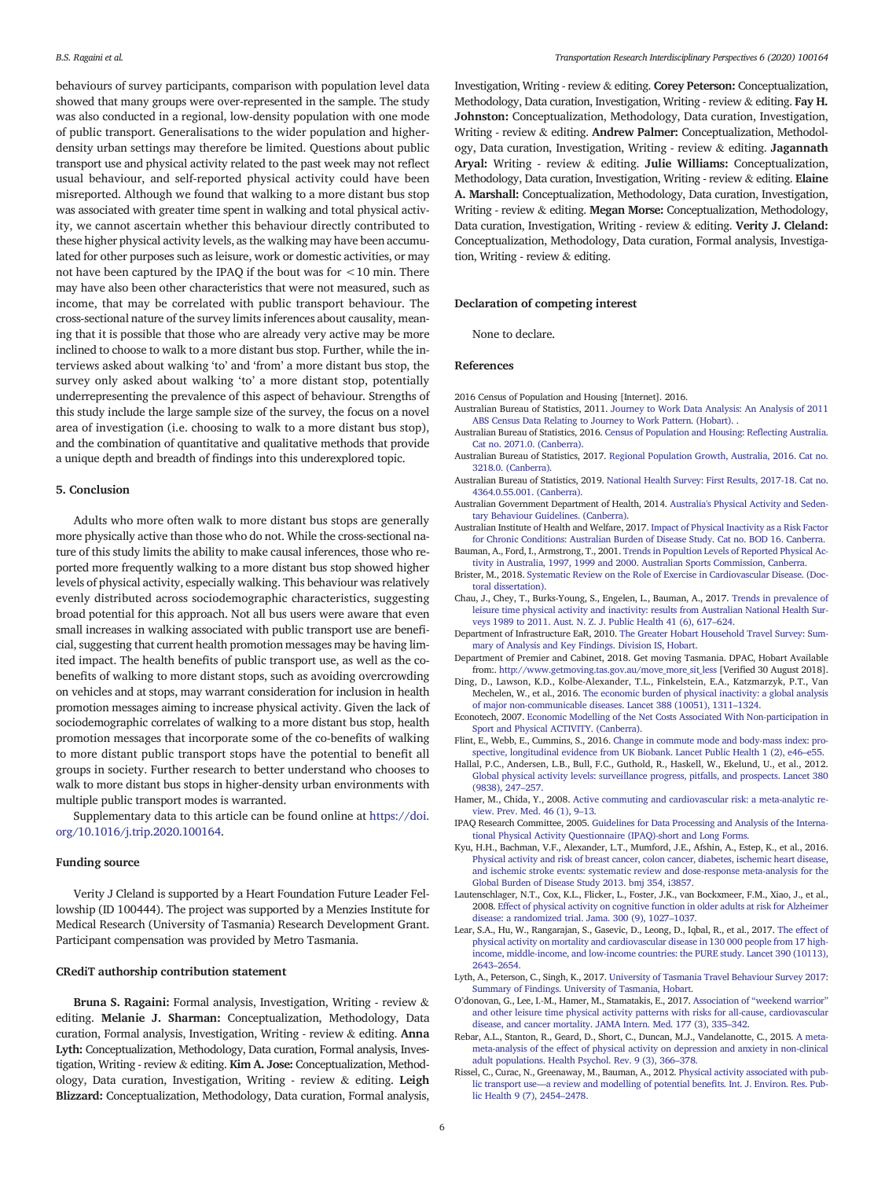behaviours of survey participants, comparison with population level data showed that many groups were over-represented in the sample. The study was also conducted in a regional, low-density population with one mode of public transport. Generalisations to the wider population and higher-density urban settings may therefore be limited. Questions about public transport use and physical activity related to the past week may not reflect usual behaviour, and self-reported physical activity could have been misreported. Although we found that walking to a more distant bus stop was associated with greater time spent in walking and total physical activity, we cannot ascertain whether this behaviour directly contributed to these higher physical activity levels, as the walking may have been accumulated for other purposes such as leisure, work or domestic activities, or may not have been captured by the IPAQ if the bout was for $<10$ min. There may have also been other characteristics that were not measured, such as income, that may be correlated with public transport behaviour. The cross-sectional nature of the survey limits inferences about causality, meaning that it is possible that those who are already very active may be more inclined to choose to walk to a more distant bus stop. Further, while the interviews asked about walking 'to' and 'from' a more distant bus stop, the survey only asked about walking 'to' a more distant stop, potentially underrepresenting the prevalence of this aspect of behaviour. Strengths of this study include the large sample size of the survey, the focus on a novel area of investigation (i.e. choosing to walk to a more distant bus stop), and the combination of quantitative and qualitative methods that provide a unique depth and breadth of findings into this underexplored topic.

## 5. Conclusion

Adults who more often walk to more distant bus stops are generally more physically active than those who do not. While the cross-sectional nature of this study limits the ability to make causal inferences, those who reported more frequently walking to a more distant bus stop showed higher levels of physical activity, especially walking. This behaviour was relatively evenly distributed across sociodemographic characteristics, suggesting broad potential for this approach. Not all bus users were aware that even small increases in walking associated with public transport use are beneficial, suggesting that current health promotion messages may be having limited impact. The health benefits of public transport use, as well as the co-benefits of walking to more distant stops, such as avoiding overcrowding on vehicles and at stops, may warrant consideration for inclusion in health promotion messages aiming to increase physical activity. Given the lack of sociodemographic correlates of walking to a more distant bus stop, health promotion messages that incorporate some of the co-benefits of walking to more distant public transport stops have the potential to benefit all groups in society. Further research to better understand who chooses to walk to more distant bus stops in higher-density urban environments with multiple public transport modes is warranted.

Supplementary data to this article can be found online at https://doi.org/10.1016/j.trip.2020.100164.

## Funding source

Verity J Cleland is supported by a Heart Foundation Future Leader Fellowship (ID 100444). The project was supported by a Menzies Institute for Medical Research (University of Tasmania) Research Development Grant. Participant compensation was provided by Metro Tasmania.

## CRediT authorship contribution statement

**Bruna S. Ragaini:** Formal analysis, Investigation, Writing - review & editing. **Melanie J. Sharman:** Conceptualization, Methodology, Data curation, Formal analysis, Investigation, Writing - review & editing. **Anna Lyth:** Conceptualization, Methodology, Data curation, Formal analysis, Investigation, Writing - review & editing. **Kim A. Jose:** Conceptualization, Methodology, Data curation, Investigation, Writing - review & editing. **Leigh Blizzard:** Conceptualization, Methodology, Data curation, Formal analysis, Investigation, Writing - review & editing. **Corey Peterson:** Conceptualization, Methodology, Data curation, Investigation, Writing - review & editing. **Fay H. Johnston:** Conceptualization, Methodology, Data curation, Investigation, Writing - review & editing. **Andrew Palmer:** Conceptualization, Methodology, Data curation, Investigation, Writing - review & editing. **Jagannath Aryal:** Writing - review & editing. **Julie Williams:** Conceptualization, Methodology, Data curation, Investigation, Writing - review & editing. **Elaine A. Marshall:** Conceptualization, Methodology, Data curation, Investigation, Writing - review & editing. **Megan Morse:** Conceptualization, Methodology, Data curation, Investigation, Writing - review & editing. **Verity J. Cleland:** Conceptualization, Methodology, Data curation, Formal analysis, Investigation, Writing - review & editing.

## Declaration of competing interest

None to declare.

## References

2016 Census of Population and Housing [Internet]. 2016.

Australian Bureau of Statistics, 2011. Journey to Work Data Analysis: An Analysis of 2011 ABS Census Data Relating to Journey to Work Pattern. (Hobart). .

Australian Bureau of Statistics, 2016. Census of Population and Housing: Reflecting Australia. Cat no. 2071.0. (Canberra).

Australian Bureau of Statistics, 2017. Regional Population Growth, Australia, 2016. Cat no. 3218.0. (Canberra).

Australian Bureau of Statistics, 2019. National Health Survey: First Results, 2017-18. Cat no. 4364.0.55.001. (Canberra).

Australian Government Department of Health, 2014. Australia's Physical Activity and Sedentary Behaviour Guidelines. (Canberra).

Australian Institute of Health and Welfare, 2017. Impact of Physical Inactivity as a Risk Factor for Chronic Conditions: Australian Burden of Disease Study. Cat no. BOD 16. Canberra.

Bauman, A., Ford, I., Armstrong, T., 2001. Trends in Popultion Levels of Reported Physical Activity in Australia, 1997, 1999 and 2000. Australian Sports Commission, Canberra.

Brister, M., 2018. Systematic Review on the Role of Exercise in Cardiovascular Disease. (Doctoral dissertation).

Chau, J., Chey, T., Burks-Young, S., Engelen, L., Bauman, A., 2017. Trends in prevalence of leisure time physical activity and inactivity: results from Australian National Health Surveys 1989 to 2011. Aust. N. Z. J. Public Health 41 (6), 617–624.

Department of Infrastructure EaR, 2010. The Greater Hobart Household Travel Survey: Summary of Analysis and Key Findings. Division IS, Hobart.

Department of Premier and Cabinet, 2018. Get moving Tasmania. DPAC, Hobart Available from:. http://www.getmoving.tas.gov.au/move_more_sit_less [Verified 30 August 2018].

Ding, D., Lawson, K.D., Kolbe-Alexander, T.L., Finkelstein, E.A., Katzmarzyk, P.T., Van Mechelen, W., et al., 2016. The economic burden of physical inactivity: a global analysis of major non-communicable diseases. Lancet 388 (10051), 1311–1324.

Econotech, 2007. Economic Modelling of the Net Costs Associated With Non-participation in Sport and Physical ACTIVITY. (Canberra).

Flint, E., Webb, E., Cummins, S., 2016. Change in commute mode and body-mass index: prospective, longitudinal evidence from UK Biobank. Lancet Public Health 1 (2), e46–e55.

Hallal, P.C., Andersen, L.B., Bull, F.C., Guthold, R., Haskell, W., Ekelund, U., et al., 2012. Global physical activity levels: surveillance progress, pitfalls, and prospects. Lancet 380 (9838), 247–257.

Hamer, M., Chida, Y., 2008. Active commuting and cardiovascular risk: a meta-analytic review. Prev. Med. 46 (1), 9–13.

IPAQ Research Committee, 2005. Guidelines for Data Processing and Analysis of the International Physical Activity Questionnaire (IPAQ)-short and Long Forms.

Kyu, H.H., Bachman, V.F., Alexander, L.T., Mumford, J.E., Afshin, A., Estep, K., et al., 2016. Physical activity and risk of breast cancer, colon cancer, diabetes, ischemic heart disease, and ischemic stroke events: systematic review and dose-response meta-analysis for the Global Burden of Disease Study 2013. bmj 354, i3857.

Lautenschlager, N.T., Cox, K.L., Flicker, L., Foster, J.K., van Bockxmeer, F.M., Xiao, J., et al., 2008. Effect of physical activity on cognitive function in older adults at risk for Alzheimer disease: a randomized trial. Jama. 300 (9), 1027–1037.

Lear, S.A., Hu, W., Rangarajan, S., Gasevic, D., Leong, D., Iqbal, R., et al., 2017. The effect of physical activity on mortality and cardiovascular disease in 130 000 people from 17 high-income, middle-income, and low-income countries: the PURE study. Lancet 390 (10113), 2643–2654.

Lyth, A., Peterson, C., Singh, K., 2017. University of Tasmania Travel Behaviour Survey 2017: Summary of Findings. University of Tasmania, Hobart.

O'donovan, G., Lee, I.-M., Hamer, M., Stamatakis, E., 2017. Association of "weekend warrior" and other leisure time physical activity patterns with risks for all-cause, cardiovascular disease, and cancer mortality. JAMA Intern. Med. 177 (3), 335–342.

Rebar, A.L., Stanton, R., Geard, D., Short, C., Duncan, M.J., Vandelanotte, C., 2015. A meta-meta-analysis of the effect of physical activity on depression and anxiety in non-clinical adult populations. Health Psychol. Rev. 9 (3), 366–378.

Rissel, C., Curac, N., Greenaway, M., Bauman, A., 2012. Physical activity associated with public transport use—a review and modelling of potential benefits. Int. J. Environ. Res. Public Health 9 (7), 2454–2478.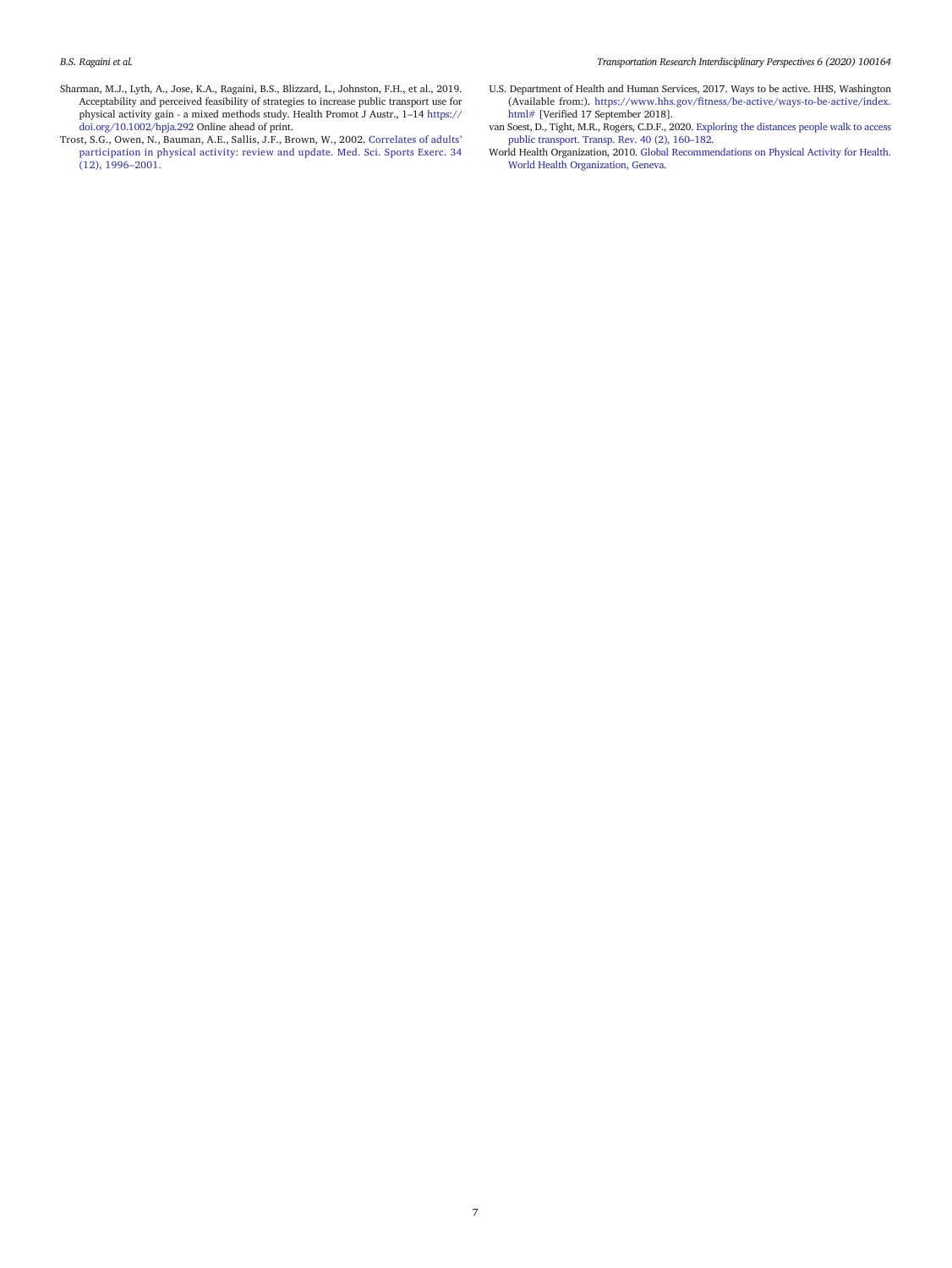Sharman, M.J., Lyth, A., Jose, K.A., Ragaini, B.S., Blizzard, L., Johnston, F.H., et al., 2019. Acceptability and perceived feasibility of strategies to increase public transport use for physical activity gain - a mixed methods study. Health Promot J Austr., 1–14 https://doi.org/10.1002/hpja.292 Online ahead of print.

Trost, S.G., Owen, N., Bauman, A.E., Sallis, J.F., Brown, W., 2002. Correlates of adults' participation in physical activity: review and update. Med. Sci. Sports Exerc. 34 (12), 1996–2001.

U.S. Department of Health and Human Services, 2017. Ways to be active. HHS, Washington (Available from:). https://www.hhs.gov/fitness/be-active/ways-to-be-active/index.html# [Verified 17 September 2018].

van Soest, D., Tight, M.R., Rogers, C.D.F., 2020. Exploring the distances people walk to access public transport. Transp. Rev. 40 (2), 160–182.

World Health Organization, 2010. Global Recommendations on Physical Activity for Health. World Health Organization, Geneva.